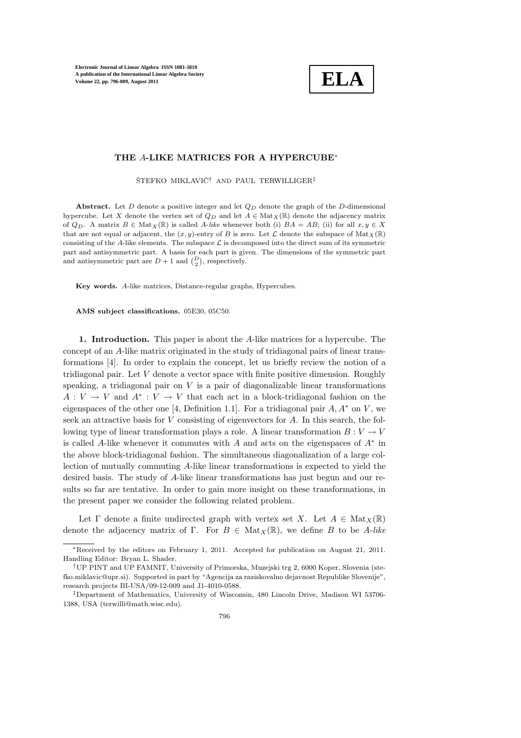# THE $A$-LIKE MATRICES FOR A HYPERCUBE[∗]

ŠTEFKO MIKLAVIČ[†] AND PAUL TERWILLIGER[‡]

**Abstract.** Let $D$ denote a positive integer and let $Q_D$ denote the graph of the $D$-dimensional hypercube. Let $X$ denote the vertex set of $Q_D$ and let $A \in \mathrm{Mat}_X(\mathbb{R})$ denote the adjacency matrix of $Q_D$. A matrix $B \in \mathrm{Mat}_X(\mathbb{R})$ is called *$A$-like* whenever both (i) $BA = AB$; (ii) for all $x, y \in X$ that are not equal or adjacent, the $(x, y)$-entry of $B$ is zero. Let $\mathcal{L}$ denote the subspace of $\mathrm{Mat}_X(\mathbb{R})$ consisting of the $A$-like elements. The subspace $\mathcal{L}$ is decomposed into the direct sum of its symmetric part and antisymmetric part. A basis for each part is given. The dimensions of the symmetric part and antisymmetric part are $D + 1$ and $\binom{D}{2}$, respectively.

**Key words.** $A$-like matrices, Distance-regular graphs, Hypercubes.

**AMS subject classifications.** 05E30, 05C50.

## 1. Introduction.

This paper is about the $A$-like matrices for a hypercube. The concept of an $A$-like matrix originated in the study of tridiagonal pairs of linear transformations [4]. In order to explain the concept, let us briefly review the notion of a tridiagonal pair. Let $V$ denote a vector space with finite positive dimension. Roughly speaking, a tridiagonal pair on $V$ is a pair of diagonalizable linear transformations $A : V \to V$ and $A^* : V \to V$ that each act in a block-tridiagonal fashion on the eigenspaces of the other one [4, Definition 1.1]. For a tridiagonal pair $A, A^*$ on $V$, we seek an attractive basis for $V$ consisting of eigenvectors for $A$. In this search, the following type of linear transformation plays a role. A linear transformation $B : V \to V$ is called $A$-like whenever it commutes with $A$ and acts on the eigenspaces of $A^*$ in the above block-tridiagonal fashion. The simultaneous diagonalization of a large collection of mutually commuting $A$-like linear transformations is expected to yield the desired basis. The study of $A$-like linear transformations has just begun and our results so far are tentative. In order to gain more insight on these transformations, in the present paper we consider the following related problem.

Let $\Gamma$ denote a finite undirected graph with vertex set $X$. Let $A \in \mathrm{Mat}_X(\mathbb{R})$ denote the adjacency matrix of $\Gamma$. For $B \in \mathrm{Mat}_X(\mathbb{R})$, we define $B$ to be *$A$-like*

---

[∗]Received by the editors on February 1, 2011. Accepted for publication on August 21, 2011. Handling Editor: Bryan L. Shader.

[†]UP PINT and UP FAMNIT, University of Primorska, Muzejski trg 2, 6000 Koper, Slovenia (stefko.miklavic@upr.si). Supported in part by "Agencija za raziskovalno dejavnost Republike Slovenije", research projects BI-USA/09-12-009 and J1-4010-0588.

[‡]Department of Mathematics, University of Wisconsin, 480 Lincoln Drive, Madison WI 53706-1388, USA (terwilli@math.wisc.edu).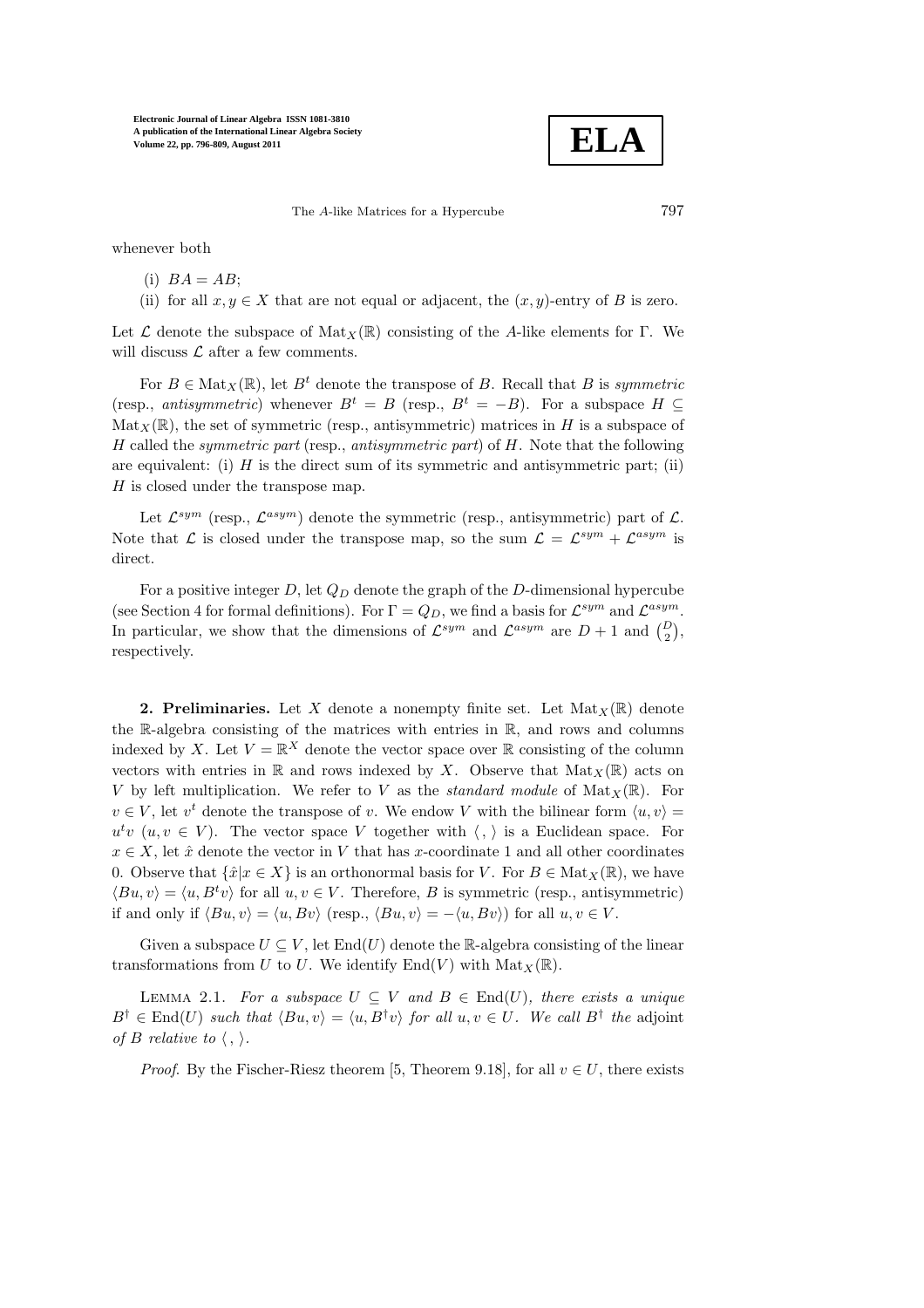whenever both

(i) $BA = AB$;

(ii) for all $x, y \in X$ that are not equal or adjacent, the $(x, y)$-entry of $B$ is zero.

Let $\mathcal{L}$ denote the subspace of $\mathrm{Mat}_X(\mathbb{R})$ consisting of the $A$-like elements for $\Gamma$. We will discuss $\mathcal{L}$ after a few comments.

For $B \in \mathrm{Mat}_X(\mathbb{R})$, let $B^t$ denote the transpose of $B$. Recall that $B$ is *symmetric* (resp., *antisymmetric*) whenever $B^t = B$ (resp., $B^t = -B$). For a subspace $H \subseteq \mathrm{Mat}_X(\mathbb{R})$, the set of symmetric (resp., antisymmetric) matrices in $H$ is a subspace of $H$ called the *symmetric part* (resp., *antisymmetric part*) of $H$. Note that the following are equivalent: (i) $H$ is the direct sum of its symmetric and antisymmetric part; (ii) $H$ is closed under the transpose map.

Let $\mathcal{L}^{sym}$ (resp., $\mathcal{L}^{asym}$) denote the symmetric (resp., antisymmetric) part of $\mathcal{L}$. Note that $\mathcal{L}$ is closed under the transpose map, so the sum $\mathcal{L} = \mathcal{L}^{sym} + \mathcal{L}^{asym}$ is direct.

For a positive integer $D$, let $Q_D$ denote the graph of the $D$-dimensional hypercube (see Section 4 for formal definitions). For $\Gamma = Q_D$, we find a basis for $\mathcal{L}^{sym}$ and $\mathcal{L}^{asym}$. In particular, we show that the dimensions of $\mathcal{L}^{sym}$ and $\mathcal{L}^{asym}$ are $D + 1$ and $\binom{D}{2}$, respectively.

## 2. Preliminaries.

Let $X$ denote a nonempty finite set. Let $\mathrm{Mat}_X(\mathbb{R})$ denote the $\mathbb{R}$-algebra consisting of the matrices with entries in $\mathbb{R}$, and rows and columns indexed by $X$. Let $V = \mathbb{R}^X$ denote the vector space over $\mathbb{R}$ consisting of the column vectors with entries in $\mathbb{R}$ and rows indexed by $X$. Observe that $\mathrm{Mat}_X(\mathbb{R})$ acts on $V$ by left multiplication. We refer to $V$ as the *standard module* of $\mathrm{Mat}_X(\mathbb{R})$. For $v \in V$, let $v^t$ denote the transpose of $v$. We endow $V$ with the bilinear form $\langle u, v\rangle = u^t v$ $(u, v \in V)$. The vector space $V$ together with $\langle\,,\,\rangle$ is a Euclidean space. For $x \in X$, let $\hat{x}$ denote the vector in $V$ that has $x$-coordinate 1 and all other coordinates 0. Observe that $\{\hat{x} | x \in X\}$ is an orthonormal basis for $V$. For $B \in \mathrm{Mat}_X(\mathbb{R})$, we have $\langle Bu, v\rangle = \langle u, B^t v\rangle$ for all $u, v \in V$. Therefore, $B$ is symmetric (resp., antisymmetric) if and only if $\langle Bu, v\rangle = \langle u, Bv\rangle$ (resp., $\langle Bu, v\rangle = -\langle u, Bv\rangle$) for all $u, v \in V$.

Given a subspace $U \subseteq V$, let $\mathrm{End}(U)$ denote the $\mathbb{R}$-algebra consisting of the linear transformations from $U$ to $U$. We identify $\mathrm{End}(V)$ with $\mathrm{Mat}_X(\mathbb{R})$.

LEMMA 2.1. *For a subspace $U \subseteq V$ and $B \in \mathrm{End}(U)$, there exists a unique $B^\dagger \in \mathrm{End}(U)$ such that $\langle Bu, v\rangle = \langle u, B^\dagger v\rangle$ for all $u, v \in U$. We call $B^\dagger$ the* adjoint *of $B$ relative to $\langle\,,\,\rangle$.*

*Proof.* By the Fischer-Riesz theorem [5, Theorem 9.18], for all $v \in U$, there exists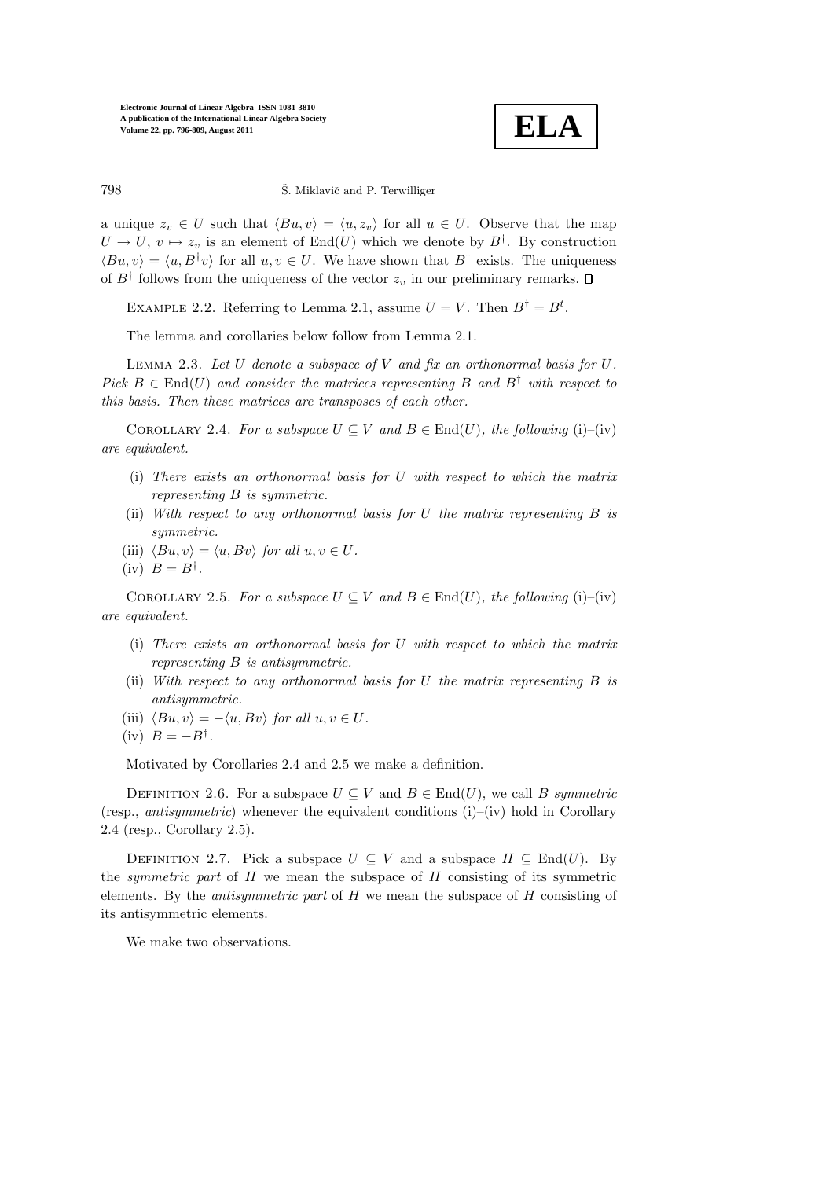a unique $z_v \in U$ such that $\langle Bu, v\rangle = \langle u, z_v\rangle$ for all $u \in U$. Observe that the map $U \to U$, $v \mapsto z_v$ is an element of $\mathrm{End}(U)$ which we denote by $B^\dagger$. By construction $\langle Bu, v\rangle = \langle u, B^\dagger v\rangle$ for all $u, v \in U$. We have shown that $B^\dagger$ exists. The uniqueness of $B^\dagger$ follows from the uniqueness of the vector $z_v$ in our preliminary remarks. □

Example 2.2. Referring to Lemma 2.1, assume $U = V$. Then $B^\dagger = B^t$.

The lemma and corollaries below follow from Lemma 2.1.

Lemma 2.3. *Let $U$ denote a subspace of $V$ and fix an orthonormal basis for $U$. Pick $B \in \mathrm{End}(U)$ and consider the matrices representing $B$ and $B^\dagger$ with respect to this basis. Then these matrices are transposes of each other.*

Corollary 2.4. *For a subspace $U \subseteq V$ and $B \in \mathrm{End}(U)$, the following* (i)–(iv) *are equivalent.*

- (i) *There exists an orthonormal basis for $U$ with respect to which the matrix representing $B$ is symmetric.*
- (ii) *With respect to any orthonormal basis for $U$ the matrix representing $B$ is symmetric.*
- (iii) $\langle Bu, v\rangle = \langle u, Bv\rangle$ *for all $u, v \in U$.*
- (iv) $B = B^\dagger$.

Corollary 2.5. *For a subspace $U \subseteq V$ and $B \in \mathrm{End}(U)$, the following* (i)–(iv) *are equivalent.*

- (i) *There exists an orthonormal basis for $U$ with respect to which the matrix representing $B$ is antisymmetric.*
- (ii) *With respect to any orthonormal basis for $U$ the matrix representing $B$ is antisymmetric.*
- (iii) $\langle Bu, v\rangle = -\langle u, Bv\rangle$ *for all $u, v \in U$.*
- (iv) $B = -B^\dagger$.

Motivated by Corollaries 2.4 and 2.5 we make a definition.

Definition 2.6. For a subspace $U \subseteq V$ and $B \in \mathrm{End}(U)$, we call $B$ *symmetric* (resp., *antisymmetric*) whenever the equivalent conditions (i)–(iv) hold in Corollary 2.4 (resp., Corollary 2.5).

Definition 2.7. Pick a subspace $U \subseteq V$ and a subspace $H \subseteq \mathrm{End}(U)$. By the *symmetric part* of $H$ we mean the subspace of $H$ consisting of its symmetric elements. By the *antisymmetric part* of $H$ we mean the subspace of $H$ consisting of its antisymmetric elements.

We make two observations.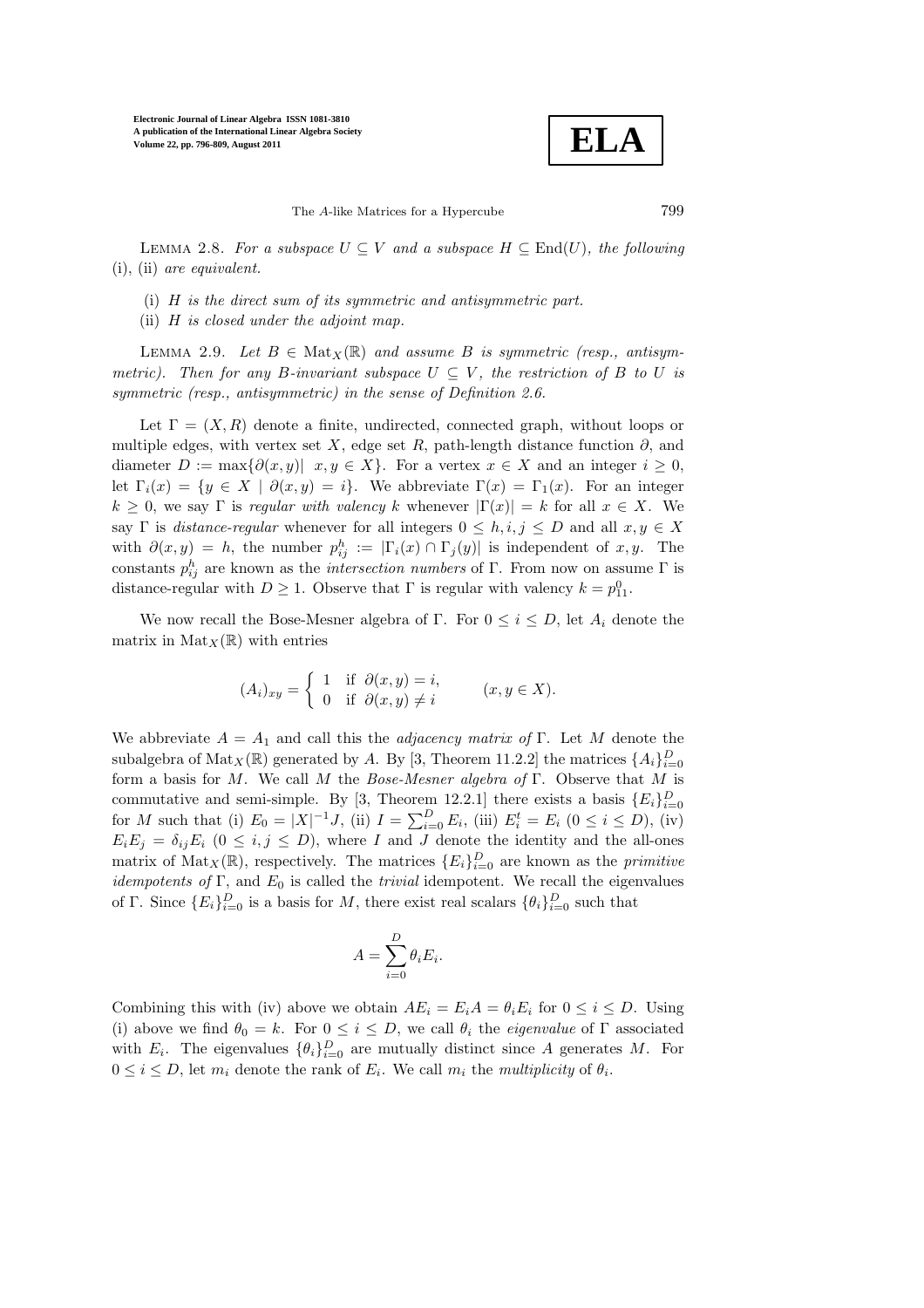Lemma 2.8. *For a subspace $U \subseteq V$ and a subspace $H \subseteq \mathrm{End}(U)$, the following* (i), (ii) *are equivalent.*

(i) *$H$ is the direct sum of its symmetric and antisymmetric part.*

(ii) *$H$ is closed under the adjoint map.*

Lemma 2.9. *Let $B \in \mathrm{Mat}_X(\mathbb{R})$ and assume $B$ is symmetric (resp., antisymmetric). Then for any $B$-invariant subspace $U \subseteq V$, the restriction of $B$ to $U$ is symmetric (resp., antisymmetric) in the sense of Definition 2.6.*

Let $\Gamma = (X, R)$ denote a finite, undirected, connected graph, without loops or multiple edges, with vertex set $X$, edge set $R$, path-length distance function $\partial$, and diameter $D := \max\{\partial(x, y) | \; x, y \in X\}$. For a vertex $x \in X$ and an integer $i \geq 0$, let $\Gamma_i(x) = \{y \in X \mid \partial(x, y) = i\}$. We abbreviate $\Gamma(x) = \Gamma_1(x)$. For an integer $k \geq 0$, we say $\Gamma$ is *regular with valency* $k$ whenever $|\Gamma(x)| = k$ for all $x \in X$. We say $\Gamma$ is *distance-regular* whenever for all integers $0 \leq h, i, j \leq D$ and all $x, y \in X$ with $\partial(x, y) = h$, the number $p^h_{ij} := |\Gamma_i(x) \cap \Gamma_j(y)|$ is independent of $x, y$. The constants $p^h_{ij}$ are known as the *intersection numbers* of $\Gamma$. From now on assume $\Gamma$ is distance-regular with $D \geq 1$. Observe that $\Gamma$ is regular with valency $k = p^0_{11}$.

We now recall the Bose-Mesner algebra of $\Gamma$. For $0 \leq i \leq D$, let $A_i$ denote the matrix in $\mathrm{Mat}_X(\mathbb{R})$ with entries

$$
(A_i)_{xy} = \begin{cases} 1 & \text{if } \partial(x, y) = i, \\ 0 & \text{if } \partial(x, y) \neq i \end{cases} \qquad (x, y \in X).
$$

We abbreviate $A = A_1$ and call this the *adjacency matrix of* $\Gamma$. Let $M$ denote the subalgebra of $\mathrm{Mat}_X(\mathbb{R})$ generated by $A$. By [3, Theorem 11.2.2] the matrices $\{A_i\}_{i=0}^D$ form a basis for $M$. We call $M$ the *Bose-Mesner algebra of* $\Gamma$. Observe that $M$ is commutative and semi-simple. By [3, Theorem 12.2.1] there exists a basis $\{E_i\}_{i=0}^D$ for $M$ such that (i) $E_0 = |X|^{-1}J$, (ii) $I = \sum_{i=0}^D E_i$, (iii) $E_i^t = E_i$ $(0 \leq i \leq D)$, (iv) $E_iE_j = \delta_{ij}E_i$ $(0 \leq i, j \leq D)$, where $I$ and $J$ denote the identity and the all-ones matrix of $\mathrm{Mat}_X(\mathbb{R})$, respectively. The matrices $\{E_i\}_{i=0}^D$ are known as the *primitive idempotents of* $\Gamma$, and $E_0$ is called the *trivial* idempotent. We recall the eigenvalues of $\Gamma$. Since $\{E_i\}_{i=0}^D$ is a basis for $M$, there exist real scalars $\{\theta_i\}_{i=0}^D$ such that

$$
A = \sum_{i=0}^{D} \theta_i E_i.
$$

Combining this with (iv) above we obtain $AE_i = E_iA = \theta_iE_i$ for $0 \leq i \leq D$. Using (i) above we find $\theta_0 = k$. For $0 \leq i \leq D$, we call $\theta_i$ the *eigenvalue* of $\Gamma$ associated with $E_i$. The eigenvalues $\{\theta_i\}_{i=0}^D$ are mutually distinct since $A$ generates $M$. For $0 \leq i \leq D$, let $m_i$ denote the rank of $E_i$. We call $m_i$ the *multiplicity* of $\theta_i$.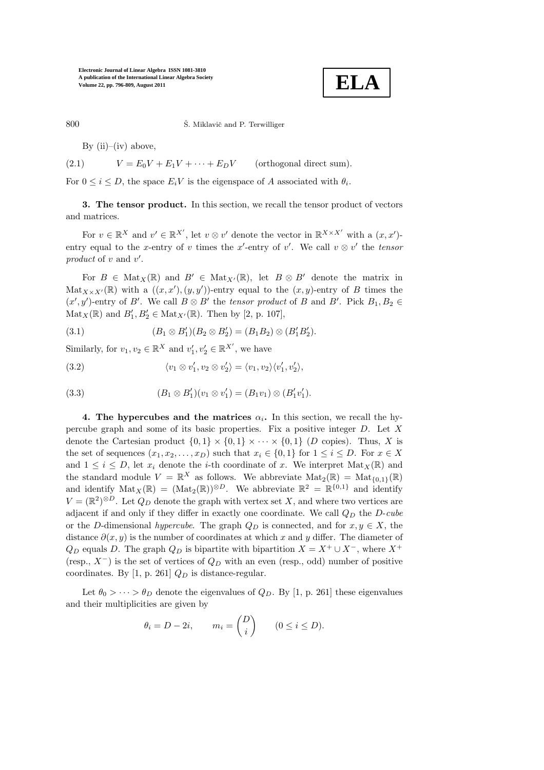By (ii)–(iv) above,

$$V = E_0V + E_1V + \cdots + E_DV \qquad \text{(orthogonal direct sum)}. \tag{2.1}$$

For $0 \le i \le D$, the space $E_iV$ is the eigenspace of $A$ associated with $\theta_i$.

## 3. The tensor product.

In this section, we recall the tensor product of vectors and matrices.

For $v \in \mathbb{R}^X$ and $v' \in \mathbb{R}^{X'}$, let $v \otimes v'$ denote the vector in $\mathbb{R}^{X \times X'}$ with a $(x, x')$-entry equal to the $x$-entry of $v$ times the $x'$-entry of $v'$. We call $v \otimes v'$ the *tensor product* of $v$ and $v'$.

For $B \in \mathrm{Mat}_X(\mathbb{R})$ and $B' \in \mathrm{Mat}_{X'}(\mathbb{R})$, let $B \otimes B'$ denote the matrix in $\mathrm{Mat}_{X\times X'}(\mathbb{R})$ with a $((x, x'), (y, y'))$-entry equal to the $(x, y)$-entry of $B$ times the $(x', y')$-entry of $B'$. We call $B \otimes B'$ the *tensor product* of $B$ and $B'$. Pick $B_1, B_2 \in \mathrm{Mat}_X(\mathbb{R})$ and $B'_1, B'_2 \in \mathrm{Mat}_{X'}(\mathbb{R})$. Then by [2, p. 107],

$$(B_1 \otimes B'_1)(B_2 \otimes B'_2) = (B_1B_2) \otimes (B'_1B'_2). \tag{3.1}$$

Similarly, for $v_1, v_2 \in \mathbb{R}^X$ and $v'_1, v'_2 \in \mathbb{R}^{X'}$, we have

$$\langle v_1 \otimes v'_1, v_2 \otimes v'_2\rangle = \langle v_1, v_2\rangle\langle v'_1, v'_2\rangle, \tag{3.2}$$

$$(B_1 \otimes B'_1)(v_1 \otimes v'_1) = (B_1v_1) \otimes (B'_1v'_1). \tag{3.3}$$

## 4. The hypercubes and the matrices $\alpha_i$.

In this section, we recall the hypercube graph and some of its basic properties. Fix a positive integer $D$. Let $X$ denote the Cartesian product $\{0, 1\} \times \{0, 1\} \times \cdots \times \{0, 1\}$ ($D$ copies). Thus, $X$ is the set of sequences $(x_1, x_2, \ldots, x_D)$ such that $x_i \in \{0, 1\}$ for $1 \le i \le D$. For $x \in X$ and $1 \le i \le D$, let $x_i$ denote the $i$-th coordinate of $x$. We interpret $\mathrm{Mat}_X(\mathbb{R})$ and the standard module $V = \mathbb{R}^X$ as follows. We abbreviate $\mathrm{Mat}_2(\mathbb{R}) = \mathrm{Mat}_{\{0,1\}}(\mathbb{R})$ and identify $\mathrm{Mat}_X(\mathbb{R}) = (\mathrm{Mat}_2(\mathbb{R}))^{\otimes D}$. We abbreviate $\mathbb{R}^2 = \mathbb{R}^{\{0,1\}}$ and identify $V = (\mathbb{R}^2)^{\otimes D}$. Let $Q_D$ denote the graph with vertex set $X$, and where two vertices are adjacent if and only if they differ in exactly one coordinate. We call $Q_D$ the *D-cube* or the *D*-dimensional *hypercube*. The graph $Q_D$ is connected, and for $x, y \in X$, the distance $\partial(x, y)$ is the number of coordinates at which $x$ and $y$ differ. The diameter of $Q_D$ equals $D$. The graph $Q_D$ is bipartite with bipartition $X = X^+ \cup X^-$, where $X^+$ (resp., $X^-$) is the set of vertices of $Q_D$ with an even (resp., odd) number of positive coordinates. By [1, p. 261] $Q_D$ is distance-regular.

Let $\theta_0 > \cdots > \theta_D$ denote the eigenvalues of $Q_D$. By [1, p. 261] these eigenvalues and their multiplicities are given by

$$\theta_i = D - 2i, \qquad m_i = \binom{D}{i} \qquad (0 \le i \le D).$$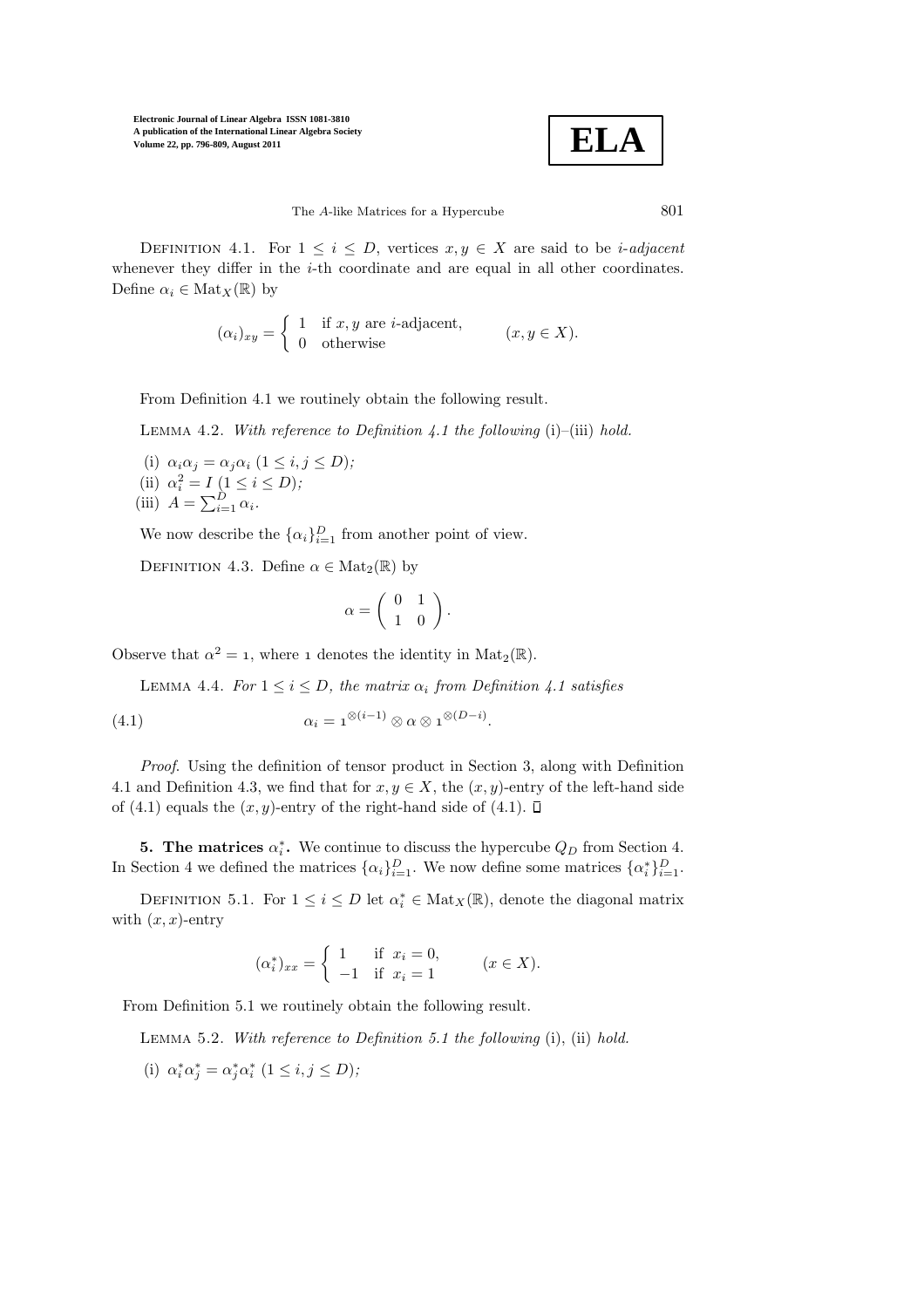DEFINITION 4.1. For $1 \leq i \leq D$, vertices $x, y \in X$ are said to be *i-adjacent* whenever they differ in the $i$-th coordinate and are equal in all other coordinates. Define $\alpha_i \in \mathrm{Mat}_X(\mathbb{R})$ by

$$(\alpha_i)_{xy} = \begin{cases} 1 & \text{if } x, y \text{ are } i\text{-adjacent}, \\ 0 & \text{otherwise} \end{cases} \qquad (x, y \in X).$$

From Definition 4.1 we routinely obtain the following result.

LEMMA 4.2. *With reference to Definition 4.1 the following* (i)–(iii) *hold.*

(i) $\alpha_i \alpha_j = \alpha_j \alpha_i$ $(1 \leq i, j \leq D)$;
(ii) $\alpha_i^2 = I$ $(1 \leq i \leq D)$;
(iii) $A = \sum_{i=1}^{D} \alpha_i$.

We now describe the $\{\alpha_i\}_{i=1}^D$ from another point of view.

DEFINITION 4.3. Define $\alpha \in \mathrm{Mat}_2(\mathbb{R})$ by

$$\alpha = \begin{pmatrix} 0 & 1 \\ 1 & 0 \end{pmatrix}.$$

Observe that $\alpha^2 = \imath$, where $\imath$ denotes the identity in $\mathrm{Mat}_2(\mathbb{R})$.

LEMMA 4.4. *For $1 \leq i \leq D$, the matrix $\alpha_i$ from Definition 4.1 satisfies*

$$\alpha_i = \imath^{\otimes(i-1)} \otimes \alpha \otimes \imath^{\otimes(D-i)}. \tag{4.1}$$

*Proof*. Using the definition of tensor product in Section 3, along with Definition 4.1 and Definition 4.3, we find that for $x, y \in X$, the $(x, y)$-entry of the left-hand side of (4.1) equals the $(x, y)$-entry of the right-hand side of (4.1). ◻

**5. The matrices $\alpha_i^*$.** We continue to discuss the hypercube $Q_D$ from Section 4. In Section 4 we defined the matrices $\{\alpha_i\}_{i=1}^D$. We now define some matrices $\{\alpha_i^*\}_{i=1}^D$.

DEFINITION 5.1. For $1 \leq i \leq D$ let $\alpha_i^* \in \mathrm{Mat}_X(\mathbb{R})$, denote the diagonal matrix with $(x, x)$-entry

$$(\alpha_i^*)_{xx} = \begin{cases} 1 & \text{if } x_i = 0, \\ -1 & \text{if } x_i = 1 \end{cases} \qquad (x \in X).$$

From Definition 5.1 we routinely obtain the following result.

LEMMA 5.2. *With reference to Definition 5.1 the following* (i), (ii) *hold.*

(i) $\alpha_i^* \alpha_j^* = \alpha_j^* \alpha_i^*$ $(1 \leq i, j \leq D)$;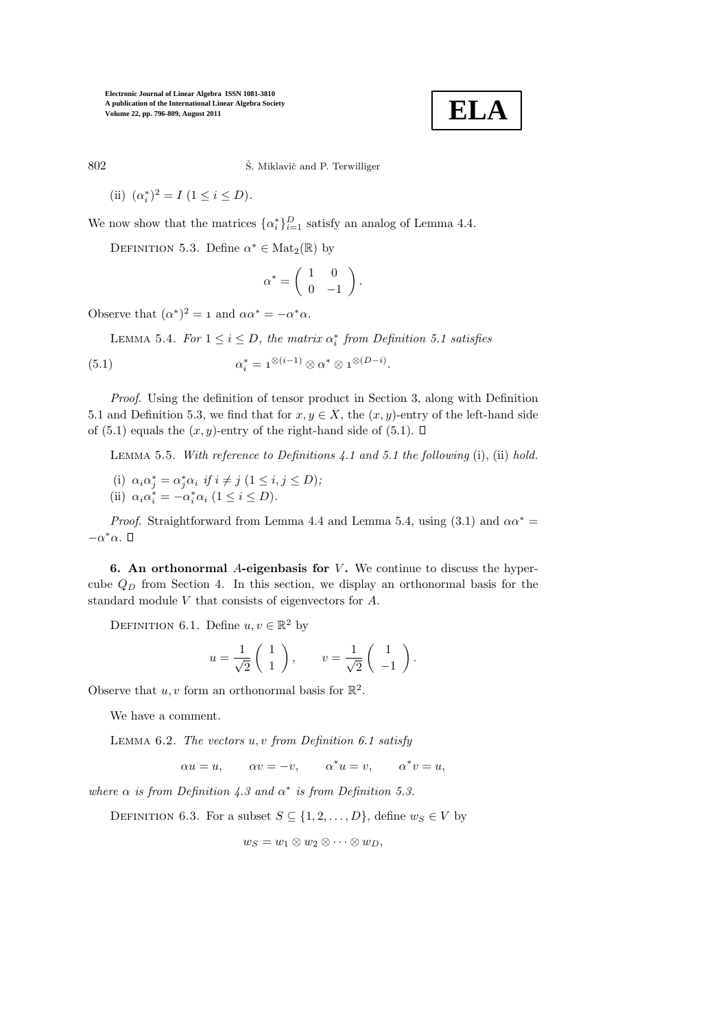(ii) $(\alpha_i^*)^2 = I$ $(1 \le i \le D)$.

We now show that the matrices $\{\alpha_i^*\}_{i=1}^D$ satisfy an analog of Lemma 4.4.

Definition 5.3. Define $\alpha^* \in \mathrm{Mat}_2(\mathbb{R})$ by

$$\alpha^* = \begin{pmatrix} 1 & 0 \\ 0 & -1 \end{pmatrix}.$$

Observe that $(\alpha^*)^2 = \mathbf{1}$ and $\alpha\alpha^* = -\alpha^*\alpha$.

Lemma 5.4. *For $1 \le i \le D$, the matrix $\alpha_i^*$ from Definition 5.1 satisfies*

$$\alpha_i^* = \mathbf{1}^{\otimes(i-1)} \otimes \alpha^* \otimes \mathbf{1}^{\otimes(D-i)}. \tag{5.1}$$

*Proof*. Using the definition of tensor product in Section 3, along with Definition 5.1 and Definition 5.3, we find that for $x, y \in X$, the $(x, y)$-entry of the left-hand side of (5.1) equals the $(x, y)$-entry of the right-hand side of (5.1). □

Lemma 5.5. *With reference to Definitions 4.1 and 5.1 the following* (i), (ii) *hold.*

(i) $\alpha_i\alpha_j^* = \alpha_j^*\alpha_i$ *if* $i \ne j$ $(1 \le i, j \le D)$;
(ii) $\alpha_i\alpha_i^* = -\alpha_i^*\alpha_i$ $(1 \le i \le D)$.

*Proof*. Straightforward from Lemma 4.4 and Lemma 5.4, using (3.1) and $\alpha\alpha^* = -\alpha^*\alpha$. □

## 6. An orthonormal $A$-eigenbasis for $V$.

We continue to discuss the hypercube $Q_D$ from Section 4. In this section, we display an orthonormal basis for the standard module $V$ that consists of eigenvectors for $A$.

Definition 6.1. Define $u, v \in \mathbb{R}^2$ by

$$u = \frac{1}{\sqrt{2}}\begin{pmatrix} 1 \\ 1 \end{pmatrix}, \qquad v = \frac{1}{\sqrt{2}}\begin{pmatrix} 1 \\ -1 \end{pmatrix}.$$

Observe that $u, v$ form an orthonormal basis for $\mathbb{R}^2$.

We have a comment.

Lemma 6.2. *The vectors $u, v$ from Definition 6.1 satisfy*

$$\alpha u = u, \qquad \alpha v = -v, \qquad \alpha^* u = v, \qquad \alpha^* v = u,$$

*where $\alpha$ is from Definition 4.3 and $\alpha^*$ is from Definition 5.3.*

Definition 6.3. For a subset $S \subseteq \{1, 2, \ldots, D\}$, define $w_S \in V$ by

$$w_S = w_1 \otimes w_2 \otimes \cdots \otimes w_D,$$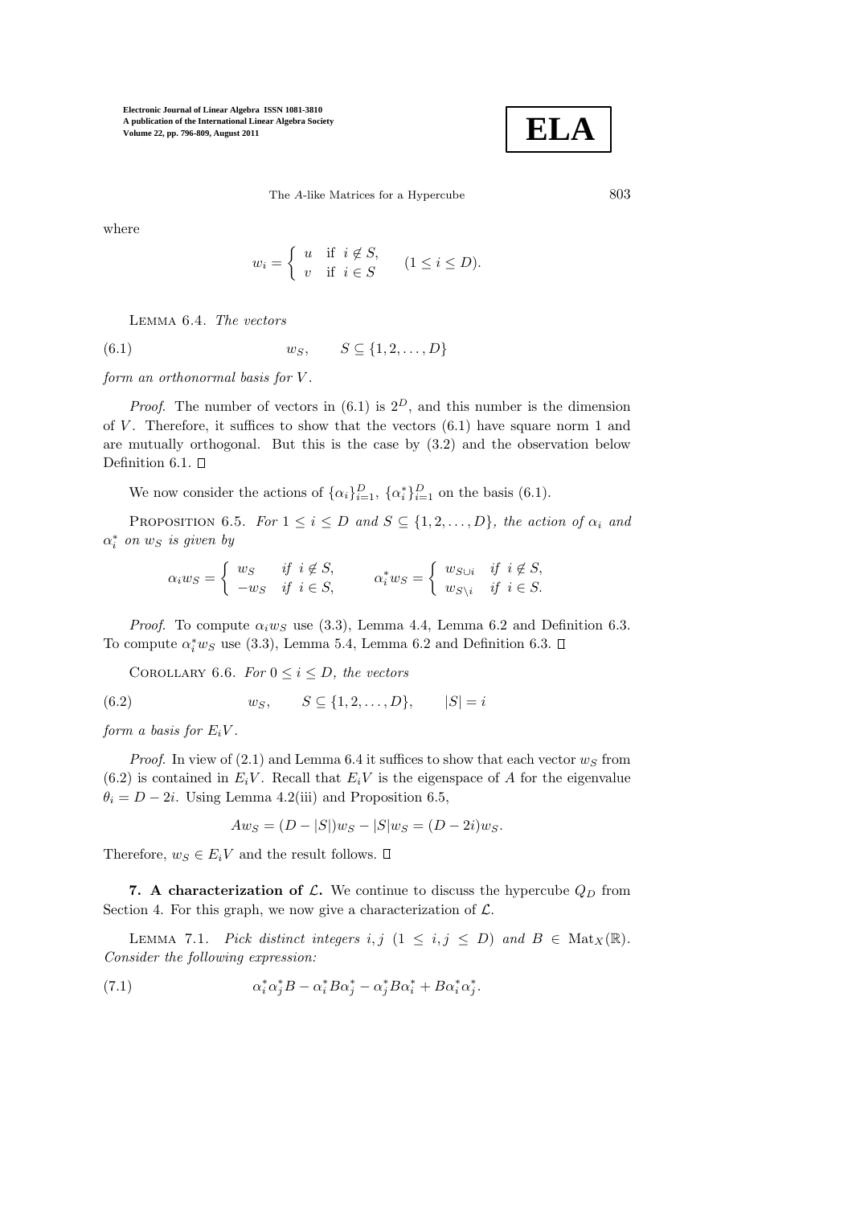where

$$w_i = \begin{cases} u & \text{if } i \notin S, \\ v & \text{if } i \in S \end{cases} \qquad (1 \le i \le D).$$

LEMMA 6.4. *The vectors*

$$w_S, \qquad S \subseteq \{1, 2, \ldots, D\} \tag{6.1}$$

*form an orthonormal basis for $V$.*

*Proof.* The number of vectors in (6.1) is $2^D$, and this number is the dimension of $V$. Therefore, it suffices to show that the vectors (6.1) have square norm 1 and are mutually orthogonal. But this is the case by (3.2) and the observation below Definition 6.1. □

We now consider the actions of $\{\alpha_i\}_{i=1}^D$, $\{\alpha_i^*\}_{i=1}^D$ on the basis (6.1).

PROPOSITION 6.5. *For $1 \le i \le D$ and $S \subseteq \{1, 2, \ldots, D\}$, the action of $\alpha_i$ and $\alpha_i^*$ on $w_S$ is given by*

$$\alpha_i w_S = \begin{cases} w_S & \text{if } i \notin S, \\ -w_S & \text{if } i \in S, \end{cases} \qquad \alpha_i^* w_S = \begin{cases} w_{S \cup i} & \text{if } i \notin S, \\ w_{S \setminus i} & \text{if } i \in S. \end{cases}$$

*Proof.* To compute $\alpha_i w_S$ use (3.3), Lemma 4.4, Lemma 6.2 and Definition 6.3. To compute $\alpha_i^* w_S$ use (3.3), Lemma 5.4, Lemma 6.2 and Definition 6.3. □

COROLLARY 6.6. *For $0 \le i \le D$, the vectors*

$$w_S, \qquad S \subseteq \{1, 2, \ldots, D\}, \qquad |S| = i \tag{6.2}$$

*form a basis for $E_i V$.*

*Proof.* In view of (2.1) and Lemma 6.4 it suffices to show that each vector $w_S$ from (6.2) is contained in $E_i V$. Recall that $E_i V$ is the eigenspace of $A$ for the eigenvalue $\theta_i = D - 2i$. Using Lemma 4.2(iii) and Proposition 6.5,

$$A w_S = (D - |S|) w_S - |S| w_S = (D - 2i) w_S.$$

Therefore, $w_S \in E_i V$ and the result follows. □

## 7. A characterization of $\mathcal{L}$.

We continue to discuss the hypercube $Q_D$ from Section 4. For this graph, we now give a characterization of $\mathcal{L}$.

LEMMA 7.1. *Pick distinct integers $i, j$ $(1 \le i, j \le D)$ and $B \in \mathrm{Mat}_X(\mathbb{R})$. Consider the following expression:*

$$\alpha_i^* \alpha_j^* B - \alpha_i^* B \alpha_j^* - \alpha_j^* B \alpha_i^* + B \alpha_i^* \alpha_j^*. \tag{7.1}$$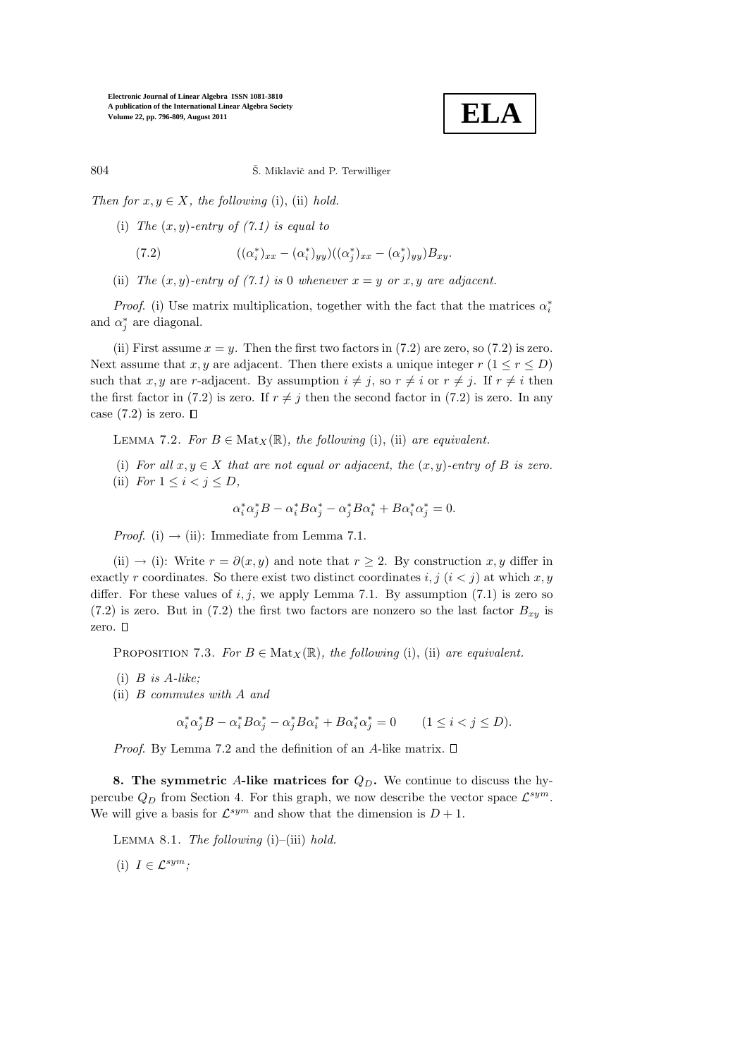*Then for $x, y \in X$, the following* (i), (ii) *hold.*

(i) *The $(x, y)$-entry of (7.1) is equal to*

$$((\alpha_i^*)_{xx} - (\alpha_i^*)_{yy})((\alpha_j^*)_{xx} - (\alpha_j^*)_{yy})B_{xy}. \tag{7.2}$$

(ii) *The $(x, y)$-entry of (7.1) is 0 whenever $x = y$ or $x, y$ are adjacent.*

*Proof.* (i) Use matrix multiplication, together with the fact that the matrices $\alpha_i^*$ and $\alpha_j^*$ are diagonal.

(ii) First assume $x = y$. Then the first two factors in (7.2) are zero, so (7.2) is zero. Next assume that $x, y$ are adjacent. Then there exists a unique integer $r$ $(1 \le r \le D)$ such that $x, y$ are $r$-adjacent. By assumption $i \ne j$, so $r \ne i$ or $r \ne j$. If $r \ne i$ then the first factor in (7.2) is zero. If $r \ne j$ then the second factor in (7.2) is zero. In any case (7.2) is zero. □

LEMMA 7.2. *For $B \in \mathrm{Mat}_X(\mathbb{R})$, the following* (i), (ii) *are equivalent.*

(i) *For all $x, y \in X$ that are not equal or adjacent, the $(x, y)$-entry of $B$ is zero.*
(ii) *For $1 \le i < j \le D$,*

$$\alpha_i^*\alpha_j^*B - \alpha_i^*B\alpha_j^* - \alpha_j^*B\alpha_i^* + B\alpha_i^*\alpha_j^* = 0.$$

*Proof.* (i) → (ii): Immediate from Lemma 7.1.

(ii) → (i): Write $r = \partial(x, y)$ and note that $r \ge 2$. By construction $x, y$ differ in exactly $r$ coordinates. So there exist two distinct coordinates $i, j$ $(i < j)$ at which $x, y$ differ. For these values of $i, j$, we apply Lemma 7.1. By assumption (7.1) is zero so (7.2) is zero. But in (7.2) the first two factors are nonzero so the last factor $B_{xy}$ is zero. □

PROPOSITION 7.3. *For $B \in \mathrm{Mat}_X(\mathbb{R})$, the following* (i), (ii) *are equivalent.*

(i) *$B$ is $A$-like;*
(ii) *$B$ commutes with $A$ and*

$$\alpha_i^*\alpha_j^*B - \alpha_i^*B\alpha_j^* - \alpha_j^*B\alpha_i^* + B\alpha_i^*\alpha_j^* = 0 \qquad (1 \le i < j \le D).$$

*Proof.* By Lemma 7.2 and the definition of an $A$-like matrix. □

**8. The symmetric $A$-like matrices for $Q_D$.** We continue to discuss the hypercube $Q_D$ from Section 4. For this graph, we now describe the vector space $\mathcal{L}^{sym}$. We will give a basis for $\mathcal{L}^{sym}$ and show that the dimension is $D + 1$.

LEMMA 8.1. *The following* (i)–(iii) *hold.*

(i) *$I \in \mathcal{L}^{sym}$;*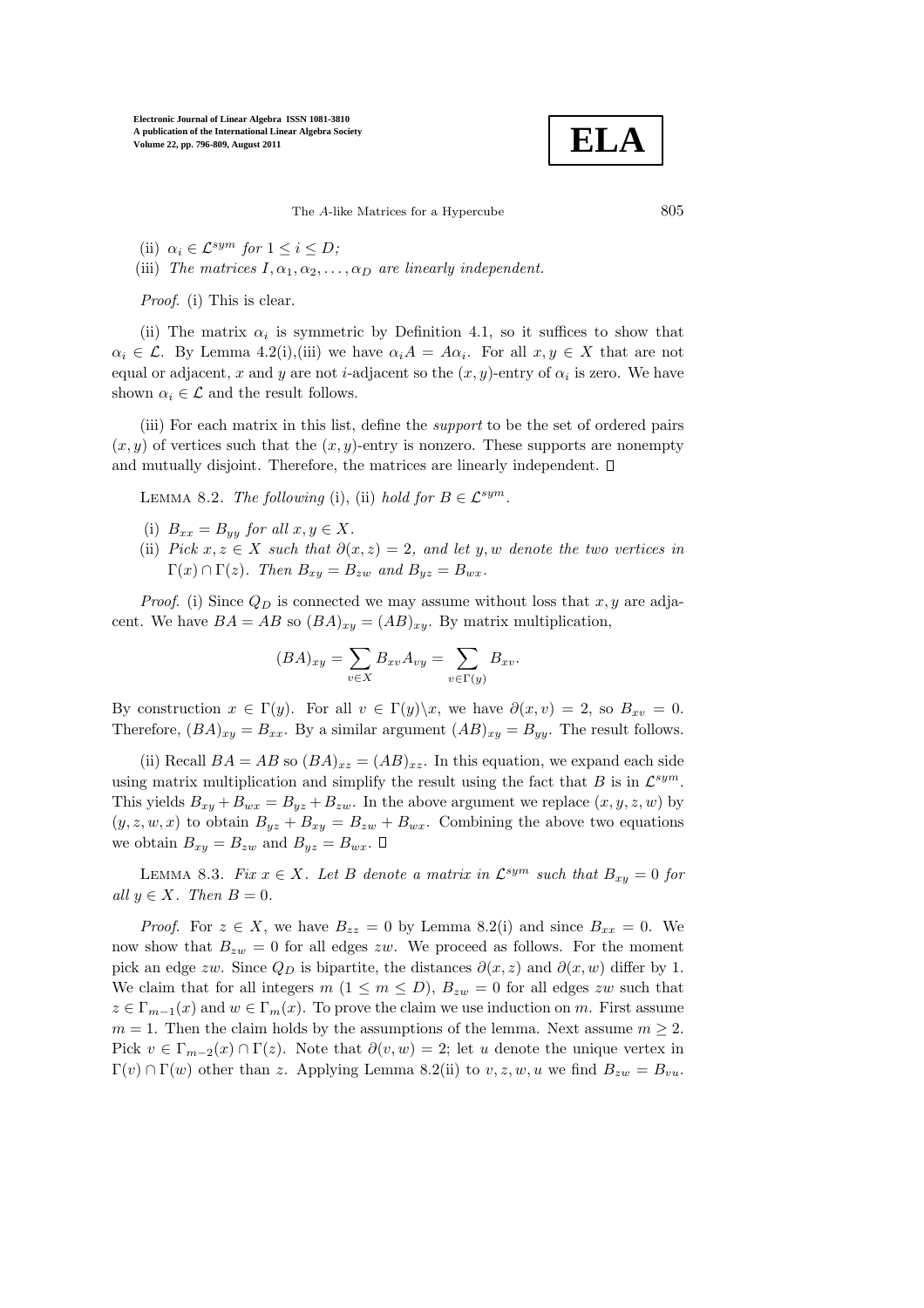(ii) $\alpha_i \in \mathcal{L}^{sym}$ for $1 \leq i \leq D$;

(iii) *The matrices* $I, \alpha_1, \alpha_2, \ldots, \alpha_D$ *are linearly independent.*

*Proof.* (i) This is clear.

(ii) The matrix $\alpha_i$ is symmetric by Definition 4.1, so it suffices to show that $\alpha_i \in \mathcal{L}$. By Lemma 4.2(i),(iii) we have $\alpha_i A = A\alpha_i$. For all $x, y \in X$ that are not equal or adjacent, $x$ and $y$ are not $i$-adjacent so the $(x, y)$-entry of $\alpha_i$ is zero. We have shown $\alpha_i \in \mathcal{L}$ and the result follows.

(iii) For each matrix in this list, define the *support* to be the set of ordered pairs $(x, y)$ of vertices such that the $(x, y)$-entry is nonzero. These supports are nonempty and mutually disjoint. Therefore, the matrices are linearly independent. □

LEMMA 8.2. *The following* (i), (ii) *hold for* $B \in \mathcal{L}^{sym}$.

(i) $B_{xx} = B_{yy}$ *for all* $x, y \in X$.

(ii) *Pick* $x, z \in X$ *such that* $\partial(x, z) = 2$, *and let* $y, w$ *denote the two vertices in* $\Gamma(x) \cap \Gamma(z)$. *Then* $B_{xy} = B_{zw}$ *and* $B_{yz} = B_{wx}$.

*Proof.* (i) Since $Q_D$ is connected we may assume without loss that $x, y$ are adjacent. We have $BA = AB$ so $(BA)_{xy} = (AB)_{xy}$. By matrix multiplication,

$$(BA)_{xy} = \sum_{v \in X} B_{xv} A_{vy} = \sum_{v \in \Gamma(y)} B_{xv}.$$

By construction $x \in \Gamma(y)$. For all $v \in \Gamma(y) \backslash x$, we have $\partial(x, v) = 2$, so $B_{xv} = 0$. Therefore, $(BA)_{xy} = B_{xx}$. By a similar argument $(AB)_{xy} = B_{yy}$. The result follows.

(ii) Recall $BA = AB$ so $(BA)_{xz} = (AB)_{xz}$. In this equation, we expand each side using matrix multiplication and simplify the result using the fact that $B$ is in $\mathcal{L}^{sym}$. This yields $B_{xy} + B_{wx} = B_{yz} + B_{zw}$. In the above argument we replace $(x, y, z, w)$ by $(y, z, w, x)$ to obtain $B_{yz} + B_{xy} = B_{zw} + B_{wx}$. Combining the above two equations we obtain $B_{xy} = B_{zw}$ and $B_{yz} = B_{wx}$. □

LEMMA 8.3. *Fix* $x \in X$. *Let* $B$ *denote a matrix in* $\mathcal{L}^{sym}$ *such that* $B_{xy} = 0$ *for all* $y \in X$. *Then* $B = 0$.

*Proof.* For $z \in X$, we have $B_{zz} = 0$ by Lemma 8.2(i) and since $B_{xx} = 0$. We now show that $B_{zw} = 0$ for all edges $zw$. We proceed as follows. For the moment pick an edge $zw$. Since $Q_D$ is bipartite, the distances $\partial(x, z)$ and $\partial(x, w)$ differ by 1. We claim that for all integers $m$ $(1 \leq m \leq D)$, $B_{zw} = 0$ for all edges $zw$ such that $z \in \Gamma_{m-1}(x)$ and $w \in \Gamma_m(x)$. To prove the claim we use induction on $m$. First assume $m = 1$. Then the claim holds by the assumptions of the lemma. Next assume $m \geq 2$. Pick $v \in \Gamma_{m-2}(x) \cap \Gamma(z)$. Note that $\partial(v, w) = 2$; let $u$ denote the unique vertex in $\Gamma(v) \cap \Gamma(w)$ other than $z$. Applying Lemma 8.2(ii) to $v, z, w, u$ we find $B_{zw} = B_{vu}$.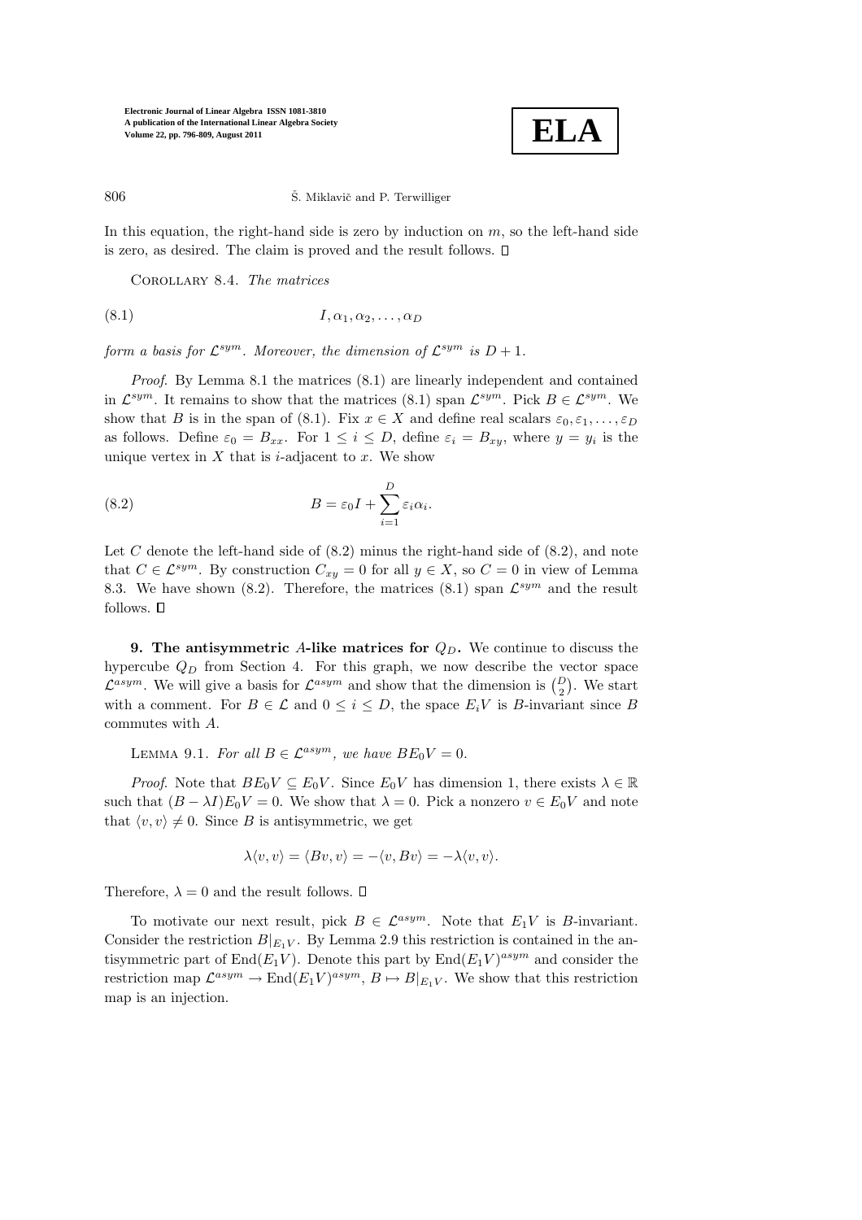In this equation, the right-hand side is zero by induction on $m$, so the left-hand side is zero, as desired. The claim is proved and the result follows. □

Corollary 8.4. *The matrices*

$$I, \alpha_1, \alpha_2, \ldots, \alpha_D \tag{8.1}$$

*form a basis for $\mathcal{L}^{sym}$. Moreover, the dimension of $\mathcal{L}^{sym}$ is $D+1$.*

*Proof*. By Lemma 8.1 the matrices (8.1) are linearly independent and contained in $\mathcal{L}^{sym}$. It remains to show that the matrices (8.1) span $\mathcal{L}^{sym}$. Pick $B \in \mathcal{L}^{sym}$. We show that $B$ is in the span of (8.1). Fix $x \in X$ and define real scalars $\varepsilon_0, \varepsilon_1, \ldots, \varepsilon_D$ as follows. Define $\varepsilon_0 = B_{xx}$. For $1 \leq i \leq D$, define $\varepsilon_i = B_{xy}$, where $y = y_i$ is the unique vertex in $X$ that is $i$-adjacent to $x$. We show

$$B = \varepsilon_0 I + \sum_{i=1}^{D} \varepsilon_i \alpha_i. \tag{8.2}$$

Let $C$ denote the left-hand side of (8.2) minus the right-hand side of (8.2), and note that $C \in \mathcal{L}^{sym}$. By construction $C_{xy} = 0$ for all $y \in X$, so $C = 0$ in view of Lemma 8.3. We have shown (8.2). Therefore, the matrices (8.1) span $\mathcal{L}^{sym}$ and the result follows. □

**9. The antisymmetric $A$-like matrices for $Q_D$.** We continue to discuss the hypercube $Q_D$ from Section 4. For this graph, we now describe the vector space $\mathcal{L}^{asym}$. We will give a basis for $\mathcal{L}^{asym}$ and show that the dimension is $\binom{D}{2}$. We start with a comment. For $B \in \mathcal{L}$ and $0 \leq i \leq D$, the space $E_iV$ is $B$-invariant since $B$ commutes with $A$.

Lemma 9.1. *For all $B \in \mathcal{L}^{asym}$, we have $BE_0V = 0$.*

*Proof*. Note that $BE_0V \subseteq E_0V$. Since $E_0V$ has dimension 1, there exists $\lambda \in \mathbb{R}$ such that $(B - \lambda I)E_0V = 0$. We show that $\lambda = 0$. Pick a nonzero $v \in E_0V$ and note that $\langle v, v \rangle \neq 0$. Since $B$ is antisymmetric, we get

$$\lambda \langle v, v \rangle = \langle Bv, v \rangle = -\langle v, Bv \rangle = -\lambda \langle v, v \rangle.$$

Therefore, $\lambda = 0$ and the result follows. □

To motivate our next result, pick $B \in \mathcal{L}^{asym}$. Note that $E_1V$ is $B$-invariant. Consider the restriction $B|_{E_1V}$. By Lemma 2.9 this restriction is contained in the antisymmetric part of $\mathrm{End}(E_1V)$. Denote this part by $\mathrm{End}(E_1V)^{asym}$ and consider the restriction map $\mathcal{L}^{asym} \to \mathrm{End}(E_1V)^{asym}$, $B \mapsto B|_{E_1V}$. We show that this restriction map is an injection.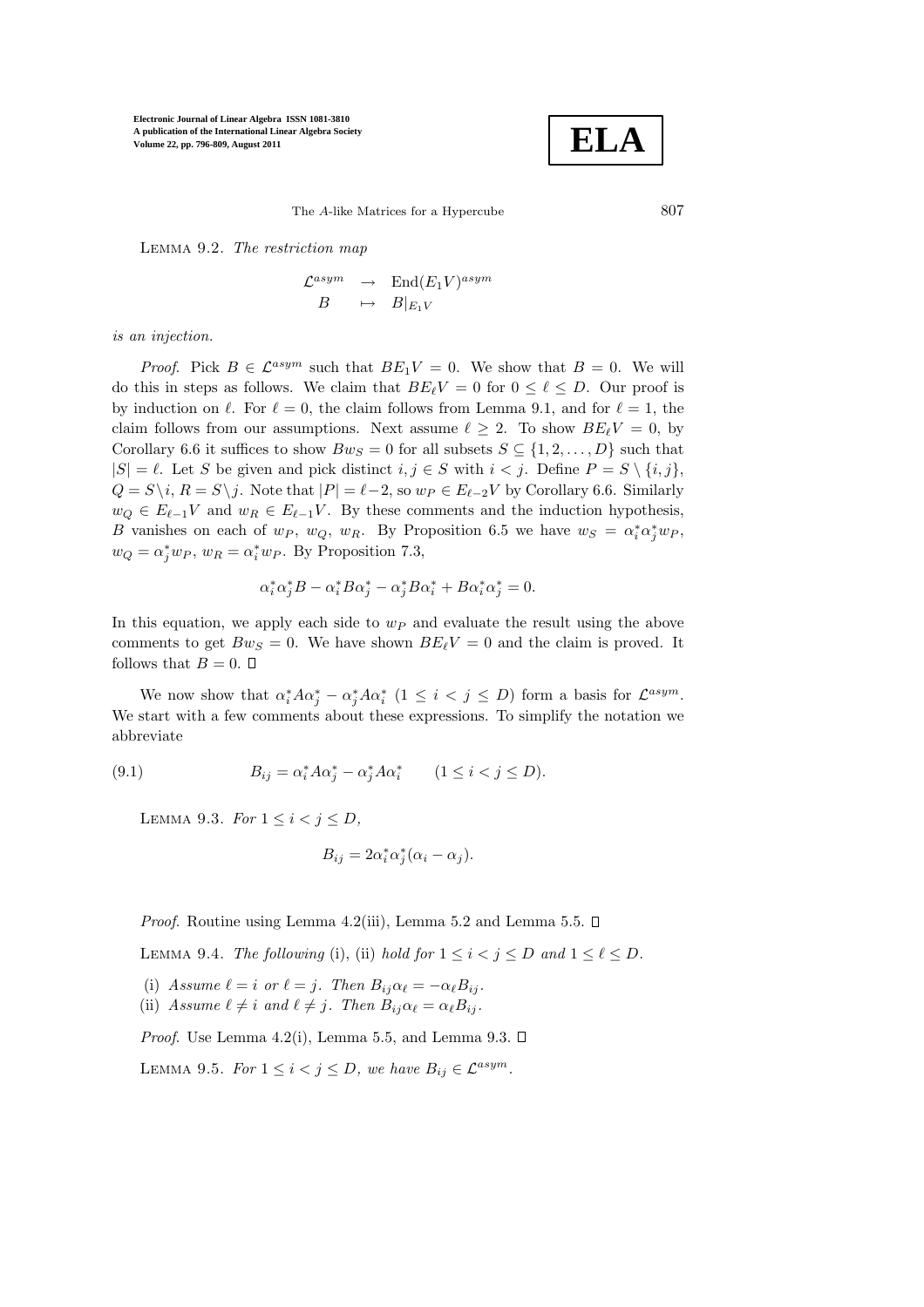Lemma 9.2. *The restriction map*

$$\begin{array}{rcl} \mathcal{L}^{asym} & \to & \mathrm{End}(E_1V)^{asym} \\ B & \mapsto & B|_{E_1V} \end{array}$$

*is an injection.*

*Proof.* Pick $B \in \mathcal{L}^{asym}$ such that $BE_1V = 0$. We show that $B = 0$. We will do this in steps as follows. We claim that $BE_\ell V = 0$ for $0 \leq \ell \leq D$. Our proof is by induction on $\ell$. For $\ell = 0$, the claim follows from Lemma 9.1, and for $\ell = 1$, the claim follows from our assumptions. Next assume $\ell \geq 2$. To show $BE_\ell V = 0$, by Corollary 6.6 it suffices to show $Bw_S = 0$ for all subsets $S \subseteq \{1, 2, \ldots, D\}$ such that $|S| = \ell$. Let $S$ be given and pick distinct $i, j \in S$ with $i < j$. Define $P = S \setminus \{i, j\}$, $Q = S \setminus i$, $R = S \setminus j$. Note that $|P| = \ell - 2$, so $w_P \in E_{\ell-2}V$ by Corollary 6.6. Similarly $w_Q \in E_{\ell-1}V$ and $w_R \in E_{\ell-1}V$. By these comments and the induction hypothesis, $B$ vanishes on each of $w_P$, $w_Q$, $w_R$. By Proposition 6.5 we have $w_S = \alpha_i^* \alpha_j^* w_P$, $w_Q = \alpha_j^* w_P$, $w_R = \alpha_i^* w_P$. By Proposition 7.3,

$$\alpha_i^* \alpha_j^* B - \alpha_i^* B \alpha_j^* - \alpha_j^* B \alpha_i^* + B \alpha_i^* \alpha_j^* = 0.$$

In this equation, we apply each side to $w_P$ and evaluate the result using the above comments to get $Bw_S = 0$. We have shown $BE_\ell V = 0$ and the claim is proved. It follows that $B = 0$. $\square$

We now show that $\alpha_i^* A \alpha_j^* - \alpha_j^* A \alpha_i^*$ $(1 \leq i < j \leq D)$ form a basis for $\mathcal{L}^{asym}$. We start with a few comments about these expressions. To simplify the notation we abbreviate

$$B_{ij} = \alpha_i^* A \alpha_j^* - \alpha_j^* A \alpha_i^* \qquad (1 \leq i < j \leq D). \tag{9.1}$$

Lemma 9.3. *For $1 \leq i < j \leq D$,*

$$B_{ij} = 2\alpha_i^* \alpha_j^* (\alpha_i - \alpha_j).$$

*Proof.* Routine using Lemma 4.2(iii), Lemma 5.2 and Lemma 5.5. $\square$

Lemma 9.4. *The following* (i), (ii) *hold for $1 \leq i < j \leq D$ and $1 \leq \ell \leq D$.*

(i) *Assume $\ell = i$ or $\ell = j$. Then $B_{ij}\alpha_\ell = -\alpha_\ell B_{ij}$.*
(ii) *Assume $\ell \neq i$ and $\ell \neq j$. Then $B_{ij}\alpha_\ell = \alpha_\ell B_{ij}$.*

*Proof.* Use Lemma 4.2(i), Lemma 5.5, and Lemma 9.3. $\square$

Lemma 9.5. *For $1 \leq i < j \leq D$, we have $B_{ij} \in \mathcal{L}^{asym}$.*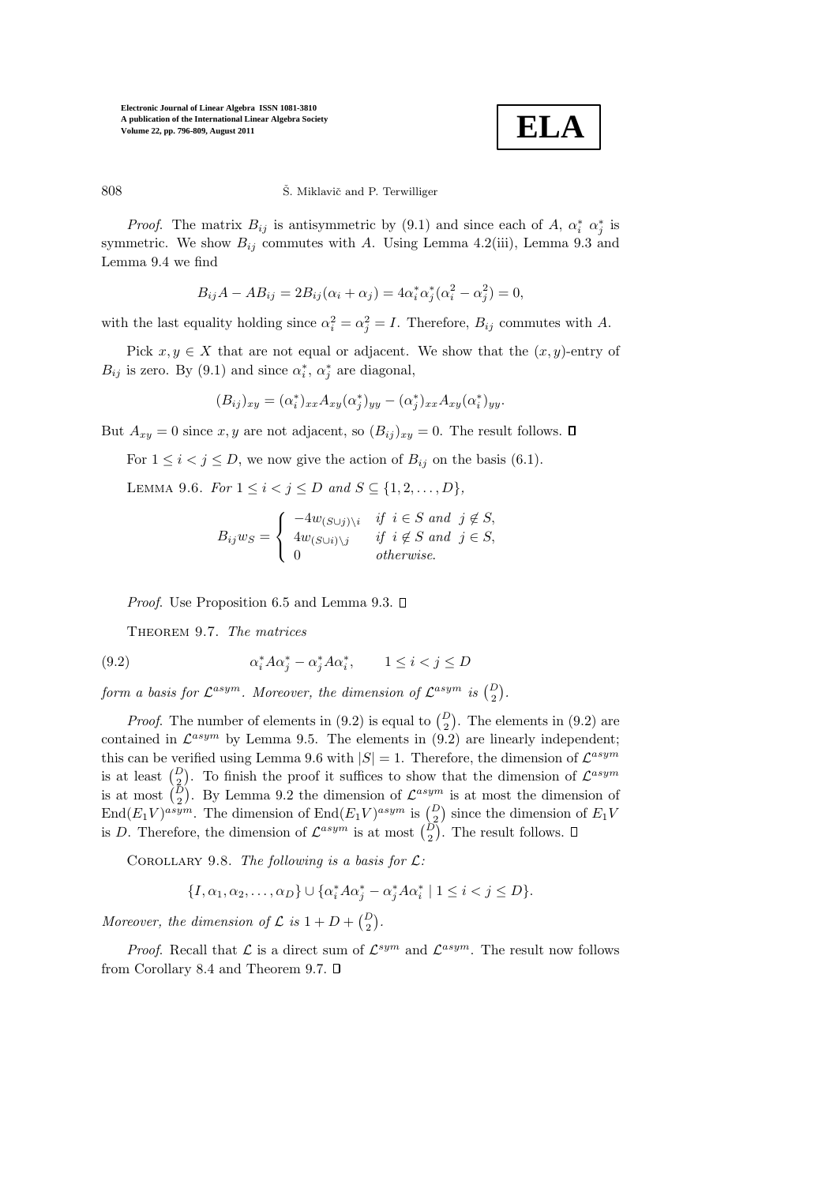*Proof*. The matrix $B_{ij}$ is antisymmetric by (9.1) and since each of $A$, $\alpha_i^*$ $\alpha_j^*$ is symmetric. We show $B_{ij}$ commutes with $A$. Using Lemma 4.2(iii), Lemma 9.3 and Lemma 9.4 we find

$$B_{ij}A - AB_{ij} = 2B_{ij}(\alpha_i + \alpha_j) = 4\alpha_i^*\alpha_j^*(\alpha_i^2 - \alpha_j^2) = 0,$$

with the last equality holding since $\alpha_i^2 = \alpha_j^2 = I$. Therefore, $B_{ij}$ commutes with $A$.

Pick $x, y \in X$ that are not equal or adjacent. We show that the $(x, y)$-entry of $B_{ij}$ is zero. By (9.1) and since $\alpha_i^*$, $\alpha_j^*$ are diagonal,

$$(B_{ij})_{xy} = (\alpha_i^*)_{xx}A_{xy}(\alpha_j^*)_{yy} - (\alpha_j^*)_{xx}A_{xy}(\alpha_i^*)_{yy}.$$

But $A_{xy} = 0$ since $x, y$ are not adjacent, so $(B_{ij})_{xy} = 0$. The result follows. □

For $1 \leq i < j \leq D$, we now give the action of $B_{ij}$ on the basis (6.1).

LEMMA 9.6. *For $1 \leq i < j \leq D$ and $S \subseteq \{1, 2, \ldots, D\}$,*

$$B_{ij}w_S = \begin{cases} -4w_{(S\cup j)\setminus i} & \text{if } i \in S \text{ and } j \notin S, \\ 4w_{(S\cup i)\setminus j} & \text{if } i \notin S \text{ and } j \in S, \\ 0 & \text{otherwise.} \end{cases}$$

*Proof*. Use Proposition 6.5 and Lemma 9.3. □

THEOREM 9.7. *The matrices*

$$\alpha_i^*A\alpha_j^* - \alpha_j^*A\alpha_i^*, \qquad 1 \leq i < j \leq D \tag{9.2}$$

*form a basis for $\mathcal{L}^{asym}$. Moreover, the dimension of $\mathcal{L}^{asym}$ is $\binom{D}{2}$.*

*Proof*. The number of elements in (9.2) is equal to $\binom{D}{2}$. The elements in (9.2) are contained in $\mathcal{L}^{asym}$ by Lemma 9.5. The elements in (9.2) are linearly independent; this can be verified using Lemma 9.6 with $|S| = 1$. Therefore, the dimension of $\mathcal{L}^{asym}$ is at least $\binom{D}{2}$. To finish the proof it suffices to show that the dimension of $\mathcal{L}^{asym}$ is at most $\binom{D}{2}$. By Lemma 9.2 the dimension of $\mathcal{L}^{asym}$ is at most the dimension of $\text{End}(E_1V)^{asym}$. The dimension of $\text{End}(E_1V)^{asym}$ is $\binom{D}{2}$ since the dimension of $E_1V$ is $D$. Therefore, the dimension of $\mathcal{L}^{asym}$ is at most $\binom{D}{2}$. The result follows. □

COROLLARY 9.8. *The following is a basis for $\mathcal{L}$:*

$$\{I, \alpha_1, \alpha_2, \ldots, \alpha_D\} \cup \{\alpha_i^*A\alpha_j^* - \alpha_j^*A\alpha_i^* \mid 1 \leq i < j \leq D\}.$$

*Moreover, the dimension of $\mathcal{L}$ is $1 + D + \binom{D}{2}$.*

*Proof*. Recall that $\mathcal{L}$ is a direct sum of $\mathcal{L}^{sym}$ and $\mathcal{L}^{asym}$. The result now follows from Corollary 8.4 and Theorem 9.7. □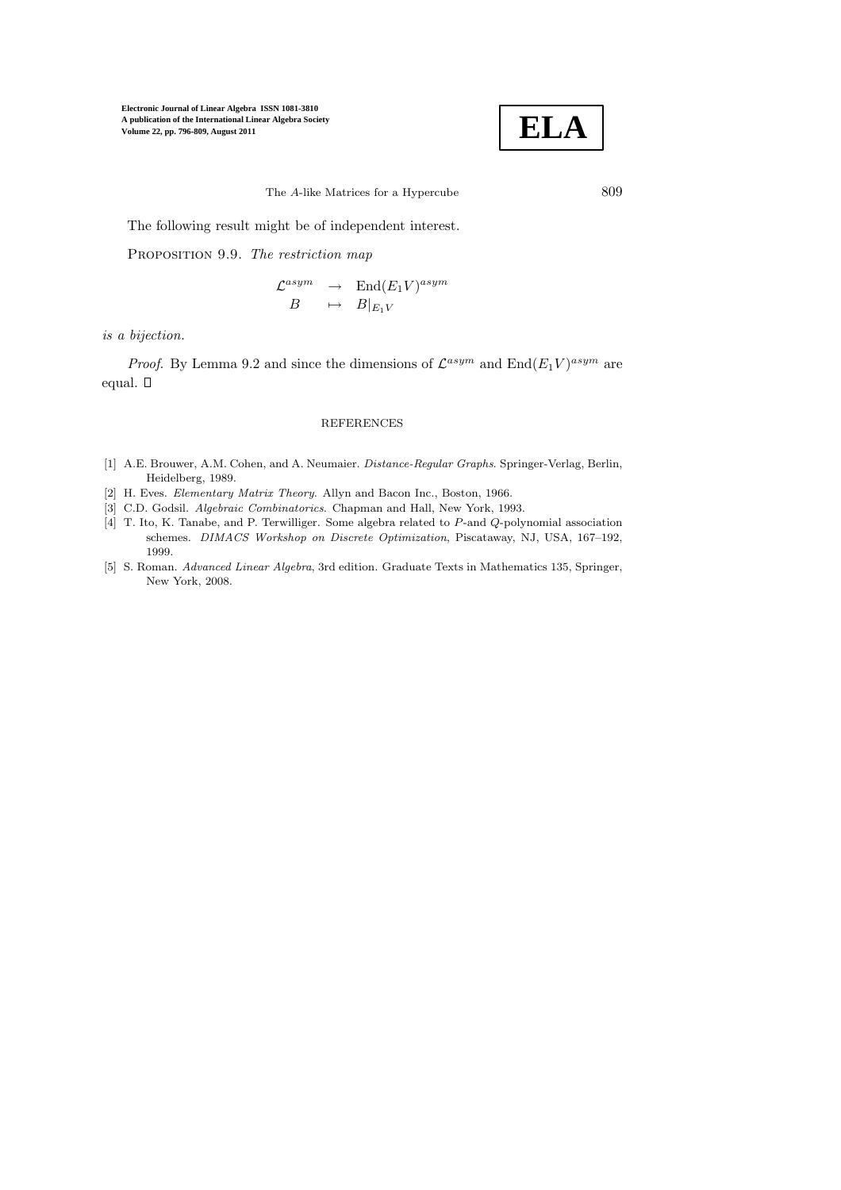The following result might be of independent interest.

PROPOSITION 9.9. *The restriction map*

$$\begin{array}{ccc} \mathcal{L}^{asym} & \rightarrow & \mathrm{End}(E_1V)^{asym} \\ B & \mapsto & B|_{E_1V} \end{array}$$

*is a bijection.*

*Proof.* By Lemma 9.2 and since the dimensions of $\mathcal{L}^{asym}$ and $\mathrm{End}(E_1V)^{asym}$ are equal. □

## REFERENCES

[1] A.E. Brouwer, A.M. Cohen, and A. Neumaier. *Distance-Regular Graphs*. Springer-Verlag, Berlin, Heidelberg, 1989.

[2] H. Eves. *Elementary Matrix Theory*. Allyn and Bacon Inc., Boston, 1966.

[3] C.D. Godsil. *Algebraic Combinatorics*. Chapman and Hall, New York, 1993.

[4] T. Ito, K. Tanabe, and P. Terwilliger. Some algebra related to $P$-and $Q$-polynomial association schemes. *DIMACS Workshop on Discrete Optimization*, Piscataway, NJ, USA, 167–192, 1999.

[5] S. Roman. *Advanced Linear Algebra*, 3rd edition. Graduate Texts in Mathematics 135, Springer, New York, 2008.